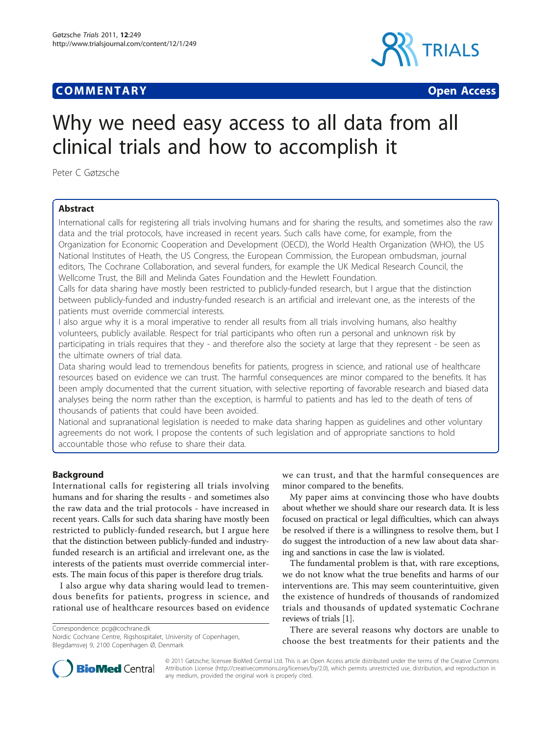**COMMENTARY** **Open Access**

# Why we need easy access to all data from all clinical trials and how to accomplish it

Peter C Gøtzsche

## Abstract

International calls for registering all trials involving humans and for sharing the results, and sometimes also the raw data and the trial protocols, have increased in recent years. Such calls have come, for example, from the Organization for Economic Cooperation and Development (OECD), the World Health Organization (WHO), the US National Institutes of Heath, the US Congress, the European Commission, the European ombudsman, journal editors, The Cochrane Collaboration, and several funders, for example the UK Medical Research Council, the Wellcome Trust, the Bill and Melinda Gates Foundation and the Hewlett Foundation.

Calls for data sharing have mostly been restricted to publicly-funded research, but I argue that the distinction between publicly-funded and industry-funded research is an artificial and irrelevant one, as the interests of the patients must override commercial interests.

I also argue why it is a moral imperative to render all results from all trials involving humans, also healthy volunteers, publicly available. Respect for trial participants who often run a personal and unknown risk by participating in trials requires that they - and therefore also the society at large that they represent - be seen as the ultimate owners of trial data.

Data sharing would lead to tremendous benefits for patients, progress in science, and rational use of healthcare resources based on evidence we can trust. The harmful consequences are minor compared to the benefits. It has been amply documented that the current situation, with selective reporting of favorable research and biased data analyses being the norm rather than the exception, is harmful to patients and has led to the death of tens of thousands of patients that could have been avoided.

National and supranational legislation is needed to make data sharing happen as guidelines and other voluntary agreements do not work. I propose the contents of such legislation and of appropriate sanctions to hold accountable those who refuse to share their data.

## Background

International calls for registering all trials involving humans and for sharing the results - and sometimes also the raw data and the trial protocols - have increased in recent years. Calls for such data sharing have mostly been restricted to publicly-funded research, but I argue here that the distinction between publicly-funded and industry-funded research is an artificial and irrelevant one, as the interests of the patients must override commercial interests. The main focus of this paper is therefore drug trials.

I also argue why data sharing would lead to tremendous benefits for patients, progress in science, and rational use of healthcare resources based on evidence we can trust, and that the harmful consequences are minor compared to the benefits.

My paper aims at convincing those who have doubts about whether we should share our research data. It is less focused on practical or legal difficulties, which can always be resolved if there is a willingness to resolve them, but I do suggest the introduction of a new law about data sharing and sanctions in case the law is violated.

The fundamental problem is that, with rare exceptions, we do not know what the true benefits and harms of our interventions are. This may seem counterintuitive, given the existence of hundreds of thousands of randomized trials and thousands of updated systematic Cochrane reviews of trials [1].

There are several reasons why doctors are unable to choose the best treatments for their patients and the

Correspondence: pcg@cochrane.dk
Nordic Cochrane Centre, Rigshospitalet, University of Copenhagen, Blegdamsvej 9, 2100 Copenhagen Ø, Denmark

© 2011 Gøtzsche; licensee BioMed Central Ltd. This is an Open Access article distributed under the terms of the Creative Commons Attribution License (http://creativecommons.org/licenses/by/2.0), which permits unrestricted use, distribution, and reproduction in any medium, provided the original work is properly cited.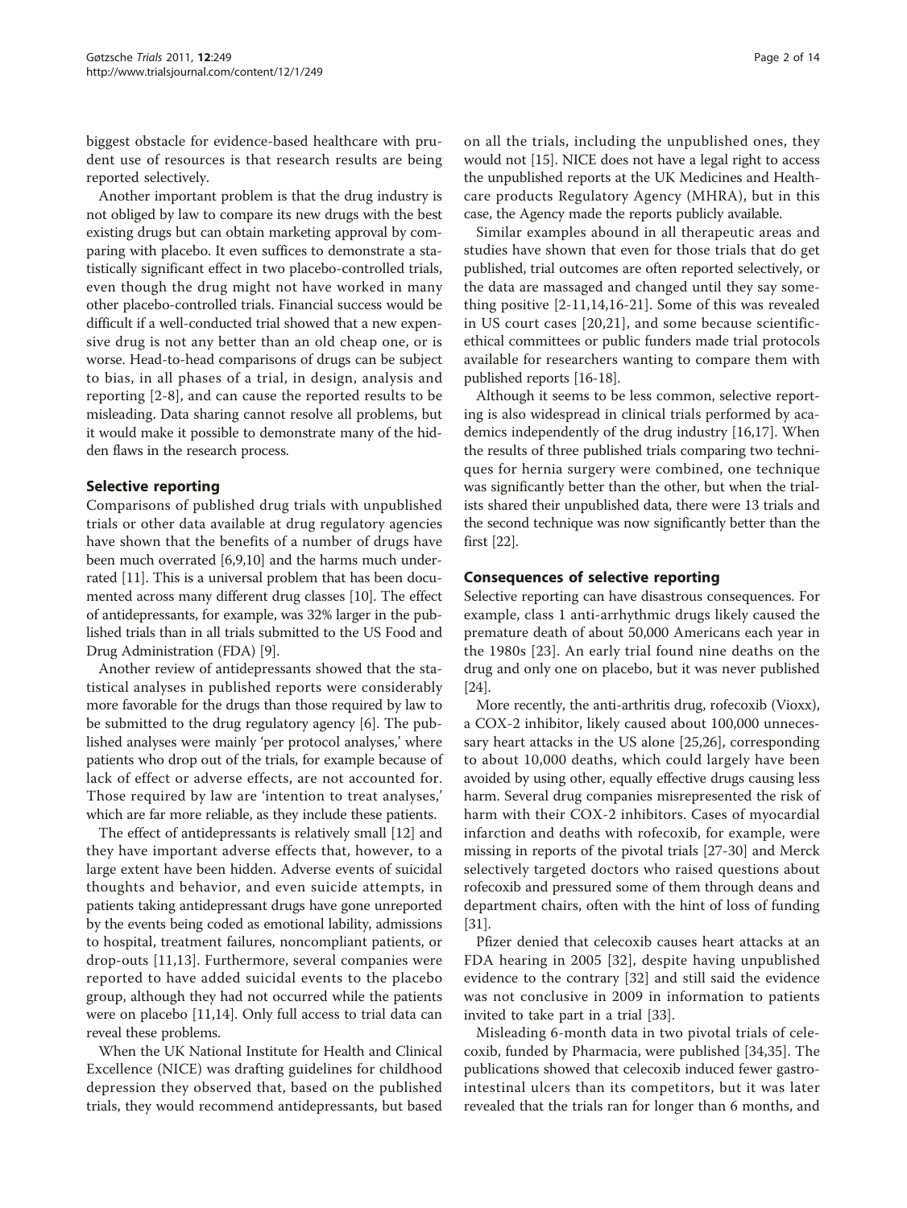biggest obstacle for evidence-based healthcare with prudent use of resources is that research results are being reported selectively.

Another important problem is that the drug industry is not obliged by law to compare its new drugs with the best existing drugs but can obtain marketing approval by comparing with placebo. It even suffices to demonstrate a statistically significant effect in two placebo-controlled trials, even though the drug might not have worked in many other placebo-controlled trials. Financial success would be difficult if a well-conducted trial showed that a new expensive drug is not any better than an old cheap one, or is worse. Head-to-head comparisons of drugs can be subject to bias, in all phases of a trial, in design, analysis and reporting [2-8], and can cause the reported results to be misleading. Data sharing cannot resolve all problems, but it would make it possible to demonstrate many of the hidden flaws in the research process.

## Selective reporting

Comparisons of published drug trials with unpublished trials or other data available at drug regulatory agencies have shown that the benefits of a number of drugs have been much overrated [6,9,10] and the harms much underrated [11]. This is a universal problem that has been documented across many different drug classes [10]. The effect of antidepressants, for example, was 32% larger in the published trials than in all trials submitted to the US Food and Drug Administration (FDA) [9].

Another review of antidepressants showed that the statistical analyses in published reports were considerably more favorable for the drugs than those required by law to be submitted to the drug regulatory agency [6]. The published analyses were mainly 'per protocol analyses,' where patients who drop out of the trials, for example because of lack of effect or adverse effects, are not accounted for. Those required by law are 'intention to treat analyses,' which are far more reliable, as they include these patients.

The effect of antidepressants is relatively small [12] and they have important adverse effects that, however, to a large extent have been hidden. Adverse events of suicidal thoughts and behavior, and even suicide attempts, in patients taking antidepressant drugs have gone unreported by the events being coded as emotional lability, admissions to hospital, treatment failures, noncompliant patients, or drop-outs [11,13]. Furthermore, several companies were reported to have added suicidal events to the placebo group, although they had not occurred while the patients were on placebo [11,14]. Only full access to trial data can reveal these problems.

When the UK National Institute for Health and Clinical Excellence (NICE) was drafting guidelines for childhood depression they observed that, based on the published trials, they would recommend antidepressants, but based on all the trials, including the unpublished ones, they would not [15]. NICE does not have a legal right to access the unpublished reports at the UK Medicines and Healthcare products Regulatory Agency (MHRA), but in this case, the Agency made the reports publicly available.

Similar examples abound in all therapeutic areas and studies have shown that even for those trials that do get published, trial outcomes are often reported selectively, or the data are massaged and changed until they say something positive [2-11,14,16-21]. Some of this was revealed in US court cases [20,21], and some because scientific-ethical committees or public funders made trial protocols available for researchers wanting to compare them with published reports [16-18].

Although it seems to be less common, selective reporting is also widespread in clinical trials performed by academics independently of the drug industry [16,17]. When the results of three published trials comparing two techniques for hernia surgery were combined, one technique was significantly better than the other, but when the trialists shared their unpublished data, there were 13 trials and the second technique was now significantly better than the first [22].

## Consequences of selective reporting

Selective reporting can have disastrous consequences. For example, class 1 anti-arrhythmic drugs likely caused the premature death of about 50,000 Americans each year in the 1980s [23]. An early trial found nine deaths on the drug and only one on placebo, but it was never published [24].

More recently, the anti-arthritis drug, rofecoxib (Vioxx), a COX-2 inhibitor, likely caused about 100,000 unnecessary heart attacks in the US alone [25,26], corresponding to about 10,000 deaths, which could largely have been avoided by using other, equally effective drugs causing less harm. Several drug companies misrepresented the risk of harm with their COX-2 inhibitors. Cases of myocardial infarction and deaths with rofecoxib, for example, were missing in reports of the pivotal trials [27-30] and Merck selectively targeted doctors who raised questions about rofecoxib and pressured some of them through deans and department chairs, often with the hint of loss of funding [31].

Pfizer denied that celecoxib causes heart attacks at an FDA hearing in 2005 [32], despite having unpublished evidence to the contrary [32] and still said the evidence was not conclusive in 2009 in information to patients invited to take part in a trial [33].

Misleading 6-month data in two pivotal trials of celecoxib, funded by Pharmacia, were published [34,35]. The publications showed that celecoxib induced fewer gastrointestinal ulcers than its competitors, but it was later revealed that the trials ran for longer than 6 months, and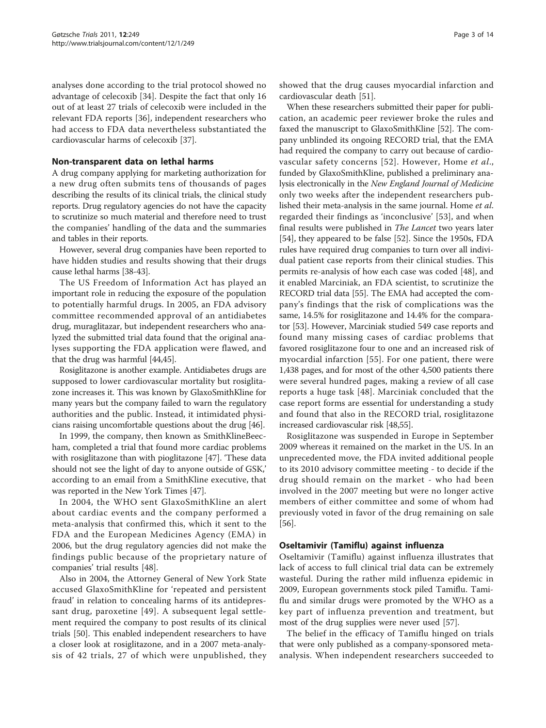analyses done according to the trial protocol showed no advantage of celecoxib [34]. Despite the fact that only 16 out of at least 27 trials of celecoxib were included in the relevant FDA reports [36], independent researchers who had access to FDA data nevertheless substantiated the cardiovascular harms of celecoxib [37].

## Non-transparent data on lethal harms

A drug company applying for marketing authorization for a new drug often submits tens of thousands of pages describing the results of its clinical trials, the clinical study reports. Drug regulatory agencies do not have the capacity to scrutinize so much material and therefore need to trust the companies' handling of the data and the summaries and tables in their reports.

However, several drug companies have been reported to have hidden studies and results showing that their drugs cause lethal harms [38-43].

The US Freedom of Information Act has played an important role in reducing the exposure of the population to potentially harmful drugs. In 2005, an FDA advisory committee recommended approval of an antidiabetes drug, muraglitazar, but independent researchers who analyzed the submitted trial data found that the original analyses supporting the FDA application were flawed, and that the drug was harmful [44,45].

Rosiglitazone is another example. Antidiabetes drugs are supposed to lower cardiovascular mortality but rosiglitazone increases it. This was known by GlaxoSmithKline for many years but the company failed to warn the regulatory authorities and the public. Instead, it intimidated physicians raising uncomfortable questions about the drug [46].

In 1999, the company, then known as SmithKlineBeecham, completed a trial that found more cardiac problems with rosiglitazone than with pioglitazone [47]. 'These data should not see the light of day to anyone outside of GSK,' according to an email from a SmithKline executive, that was reported in the New York Times [47].

In 2004, the WHO sent GlaxoSmithKline an alert about cardiac events and the company performed a meta-analysis that confirmed this, which it sent to the FDA and the European Medicines Agency (EMA) in 2006, but the drug regulatory agencies did not make the findings public because of the proprietary nature of companies' trial results [48].

Also in 2004, the Attorney General of New York State accused GlaxoSmithKline for 'repeated and persistent fraud' in relation to concealing harms of its antidepressant drug, paroxetine [49]. A subsequent legal settlement required the company to post results of its clinical trials [50]. This enabled independent researchers to have a closer look at rosiglitazone, and in a 2007 meta-analysis of 42 trials, 27 of which were unpublished, they showed that the drug causes myocardial infarction and cardiovascular death [51].

When these researchers submitted their paper for publication, an academic peer reviewer broke the rules and faxed the manuscript to GlaxoSmithKline [52]. The company unblinded its ongoing RECORD trial, that the EMA had required the company to carry out because of cardiovascular safety concerns [52]. However, Home *et al.*, funded by GlaxoSmithKline, published a preliminary analysis electronically in the *New England Journal of Medicine* only two weeks after the independent researchers published their meta-analysis in the same journal. Home *et al.* regarded their findings as 'inconclusive' [53], and when final results were published in *The Lancet* two years later [54], they appeared to be false [52]. Since the 1950s, FDA rules have required drug companies to turn over all individual patient case reports from their clinical studies. This permits re-analysis of how each case was coded [48], and it enabled Marciniak, an FDA scientist, to scrutinize the RECORD trial data [55]. The EMA had accepted the company's findings that the risk of complications was the same, 14.5% for rosiglitazone and 14.4% for the comparator [53]. However, Marciniak studied 549 case reports and found many missing cases of cardiac problems that favored rosiglitazone four to one and an increased risk of myocardial infarction [55]. For one patient, there were 1,438 pages, and for most of the other 4,500 patients there were several hundred pages, making a review of all case reports a huge task [48]. Marciniak concluded that the case report forms are essential for understanding a study and found that also in the RECORD trial, rosiglitazone increased cardiovascular risk [48,55].

Rosiglitazone was suspended in Europe in September 2009 whereas it remained on the market in the US. In an unprecedented move, the FDA invited additional people to its 2010 advisory committee meeting - to decide if the drug should remain on the market - who had been involved in the 2007 meeting but were no longer active members of either committee and some of whom had previously voted in favor of the drug remaining on sale [56].

## Oseltamivir (Tamiflu) against influenza

Oseltamivir (Tamiflu) against influenza illustrates that lack of access to full clinical trial data can be extremely wasteful. During the rather mild influenza epidemic in 2009, European governments stock piled Tamiflu. Tamiflu and similar drugs were promoted by the WHO as a key part of influenza prevention and treatment, but most of the drug supplies were never used [57].

The belief in the efficacy of Tamiflu hinged on trials that were only published as a company-sponsored meta-analysis. When independent researchers succeeded to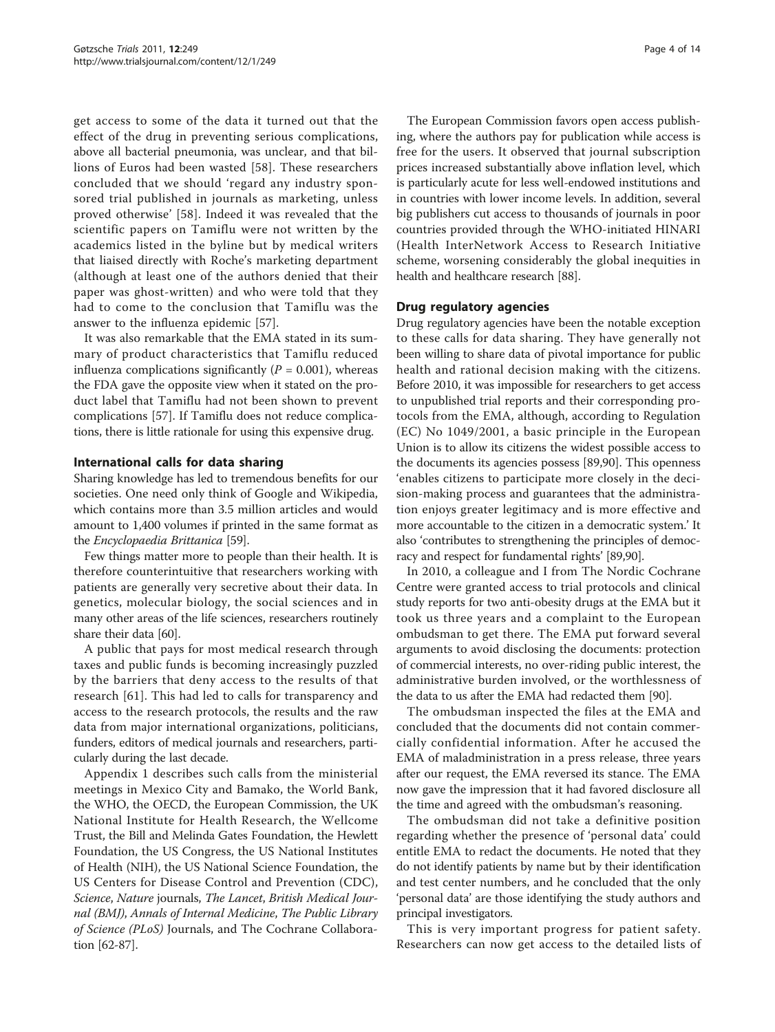get access to some of the data it turned out that the effect of the drug in preventing serious complications, above all bacterial pneumonia, was unclear, and that billions of Euros had been wasted [58]. These researchers concluded that we should 'regard any industry sponsored trial published in journals as marketing, unless proved otherwise' [58]. Indeed it was revealed that the scientific papers on Tamiflu were not written by the academics listed in the byline but by medical writers that liaised directly with Roche's marketing department (although at least one of the authors denied that their paper was ghost-written) and who were told that they had to come to the conclusion that Tamiflu was the answer to the influenza epidemic [57].

It was also remarkable that the EMA stated in its summary of product characteristics that Tamiflu reduced influenza complications significantly ($P = 0.001$), whereas the FDA gave the opposite view when it stated on the product label that Tamiflu had not been shown to prevent complications [57]. If Tamiflu does not reduce complications, there is little rationale for using this expensive drug.

## International calls for data sharing

Sharing knowledge has led to tremendous benefits for our societies. One need only think of Google and Wikipedia, which contains more than 3.5 million articles and would amount to 1,400 volumes if printed in the same format as the *Encyclopaedia Brittanica* [59].

Few things matter more to people than their health. It is therefore counterintuitive that researchers working with patients are generally very secretive about their data. In genetics, molecular biology, the social sciences and in many other areas of the life sciences, researchers routinely share their data [60].

A public that pays for most medical research through taxes and public funds is becoming increasingly puzzled by the barriers that deny access to the results of that research [61]. This had led to calls for transparency and access to the research protocols, the results and the raw data from major international organizations, politicians, funders, editors of medical journals and researchers, particularly during the last decade.

Appendix 1 describes such calls from the ministerial meetings in Mexico City and Bamako, the World Bank, the WHO, the OECD, the European Commission, the UK National Institute for Health Research, the Wellcome Trust, the Bill and Melinda Gates Foundation, the Hewlett Foundation, the US Congress, the US National Institutes of Health (NIH), the US National Science Foundation, the US Centers for Disease Control and Prevention (CDC), *Science*, *Nature* journals, *The Lancet*, *British Medical Journal (BMJ)*, *Annals of Internal Medicine*, *The Public Library of Science (PLoS)* Journals, and The Cochrane Collaboration [62-87].

The European Commission favors open access publishing, where the authors pay for publication while access is free for the users. It observed that journal subscription prices increased substantially above inflation level, which is particularly acute for less well-endowed institutions and in countries with lower income levels. In addition, several big publishers cut access to thousands of journals in poor countries provided through the WHO-initiated HINARI (Health InterNetwork Access to Research Initiative scheme, worsening considerably the global inequities in health and healthcare research [88].

## Drug regulatory agencies

Drug regulatory agencies have been the notable exception to these calls for data sharing. They have generally not been willing to share data of pivotal importance for public health and rational decision making with the citizens. Before 2010, it was impossible for researchers to get access to unpublished trial reports and their corresponding protocols from the EMA, although, according to Regulation (EC) No 1049/2001, a basic principle in the European Union is to allow its citizens the widest possible access to the documents its agencies possess [89,90]. This openness 'enables citizens to participate more closely in the decision-making process and guarantees that the administration enjoys greater legitimacy and is more effective and more accountable to the citizen in a democratic system.' It also 'contributes to strengthening the principles of democracy and respect for fundamental rights' [89,90].

In 2010, a colleague and I from The Nordic Cochrane Centre were granted access to trial protocols and clinical study reports for two anti-obesity drugs at the EMA but it took us three years and a complaint to the European ombudsman to get there. The EMA put forward several arguments to avoid disclosing the documents: protection of commercial interests, no over-riding public interest, the administrative burden involved, or the worthlessness of the data to us after the EMA had redacted them [90].

The ombudsman inspected the files at the EMA and concluded that the documents did not contain commercially confidential information. After he accused the EMA of maladministration in a press release, three years after our request, the EMA reversed its stance. The EMA now gave the impression that it had favored disclosure all the time and agreed with the ombudsman's reasoning.

The ombudsman did not take a definitive position regarding whether the presence of 'personal data' could entitle EMA to redact the documents. He noted that they do not identify patients by name but by their identification and test center numbers, and he concluded that the only 'personal data' are those identifying the study authors and principal investigators.

This is very important progress for patient safety. Researchers can now get access to the detailed lists of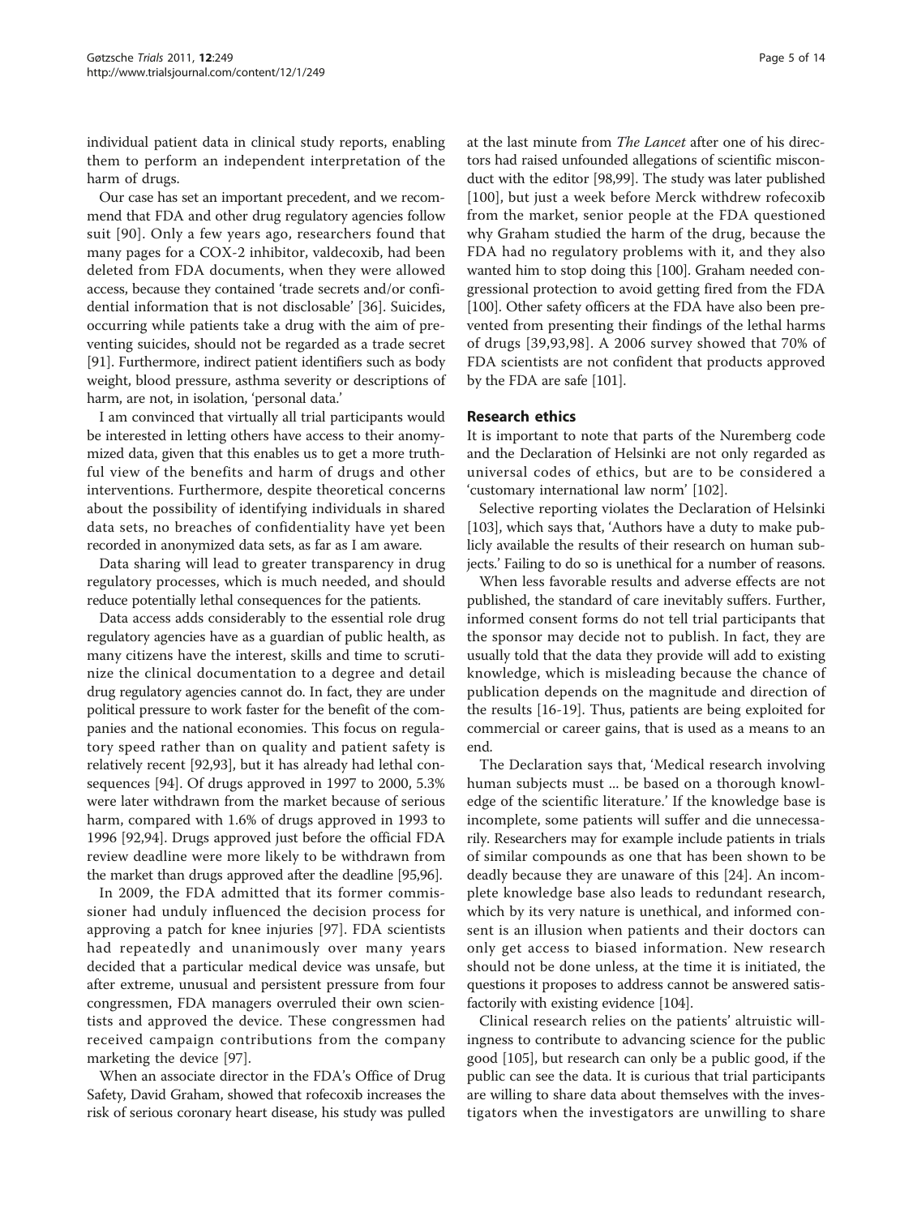individual patient data in clinical study reports, enabling them to perform an independent interpretation of the harm of drugs.

Our case has set an important precedent, and we recommend that FDA and other drug regulatory agencies follow suit [90]. Only a few years ago, researchers found that many pages for a COX-2 inhibitor, valdecoxib, had been deleted from FDA documents, when they were allowed access, because they contained 'trade secrets and/or confidential information that is not disclosable' [36]. Suicides, occurring while patients take a drug with the aim of preventing suicides, should not be regarded as a trade secret [91]. Furthermore, indirect patient identifiers such as body weight, blood pressure, asthma severity or descriptions of harm, are not, in isolation, 'personal data.'

I am convinced that virtually all trial participants would be interested in letting others have access to their anonymized data, given that this enables us to get a more truthful view of the benefits and harm of drugs and other interventions. Furthermore, despite theoretical concerns about the possibility of identifying individuals in shared data sets, no breaches of confidentiality have yet been recorded in anonymized data sets, as far as I am aware.

Data sharing will lead to greater transparency in drug regulatory processes, which is much needed, and should reduce potentially lethal consequences for the patients.

Data access adds considerably to the essential role drug regulatory agencies have as a guardian of public health, as many citizens have the interest, skills and time to scrutinize the clinical documentation to a degree and detail drug regulatory agencies cannot do. In fact, they are under political pressure to work faster for the benefit of the companies and the national economies. This focus on regulatory speed rather than on quality and patient safety is relatively recent [92,93], but it has already had lethal consequences [94]. Of drugs approved in 1997 to 2000, 5.3% were later withdrawn from the market because of serious harm, compared with 1.6% of drugs approved in 1993 to 1996 [92,94]. Drugs approved just before the official FDA review deadline were more likely to be withdrawn from the market than drugs approved after the deadline [95,96].

In 2009, the FDA admitted that its former commissioner had unduly influenced the decision process for approving a patch for knee injuries [97]. FDA scientists had repeatedly and unanimously over many years decided that a particular medical device was unsafe, but after extreme, unusual and persistent pressure from four congressmen, FDA managers overruled their own scientists and approved the device. These congressmen had received campaign contributions from the company marketing the device [97].

When an associate director in the FDA's Office of Drug Safety, David Graham, showed that rofecoxib increases the risk of serious coronary heart disease, his study was pulled at the last minute from *The Lancet* after one of his directors had raised unfounded allegations of scientific misconduct with the editor [98,99]. The study was later published [100], but just a week before Merck withdrew rofecoxib from the market, senior people at the FDA questioned why Graham studied the harm of the drug, because the FDA had no regulatory problems with it, and they also wanted him to stop doing this [100]. Graham needed congressional protection to avoid getting fired from the FDA [100]. Other safety officers at the FDA have also been prevented from presenting their findings of the lethal harms of drugs [39,93,98]. A 2006 survey showed that 70% of FDA scientists are not confident that products approved by the FDA are safe [101].

## Research ethics

It is important to note that parts of the Nuremberg code and the Declaration of Helsinki are not only regarded as universal codes of ethics, but are to be considered a 'customary international law norm' [102].

Selective reporting violates the Declaration of Helsinki [103], which says that, 'Authors have a duty to make publicly available the results of their research on human subjects.' Failing to do so is unethical for a number of reasons.

When less favorable results and adverse effects are not published, the standard of care inevitably suffers. Further, informed consent forms do not tell trial participants that the sponsor may decide not to publish. In fact, they are usually told that the data they provide will add to existing knowledge, which is misleading because the chance of publication depends on the magnitude and direction of the results [16-19]. Thus, patients are being exploited for commercial or career gains, that is used as a means to an end.

The Declaration says that, 'Medical research involving human subjects must ... be based on a thorough knowledge of the scientific literature.' If the knowledge base is incomplete, some patients will suffer and die unnecessarily. Researchers may for example include patients in trials of similar compounds as one that has been shown to be deadly because they are unaware of this [24]. An incomplete knowledge base also leads to redundant research, which by its very nature is unethical, and informed consent is an illusion when patients and their doctors can only get access to biased information. New research should not be done unless, at the time it is initiated, the questions it proposes to address cannot be answered satisfactorily with existing evidence [104].

Clinical research relies on the patients' altruistic willingness to contribute to advancing science for the public good [105], but research can only be a public good, if the public can see the data. It is curious that trial participants are willing to share data about themselves with the investigators when the investigators are unwilling to share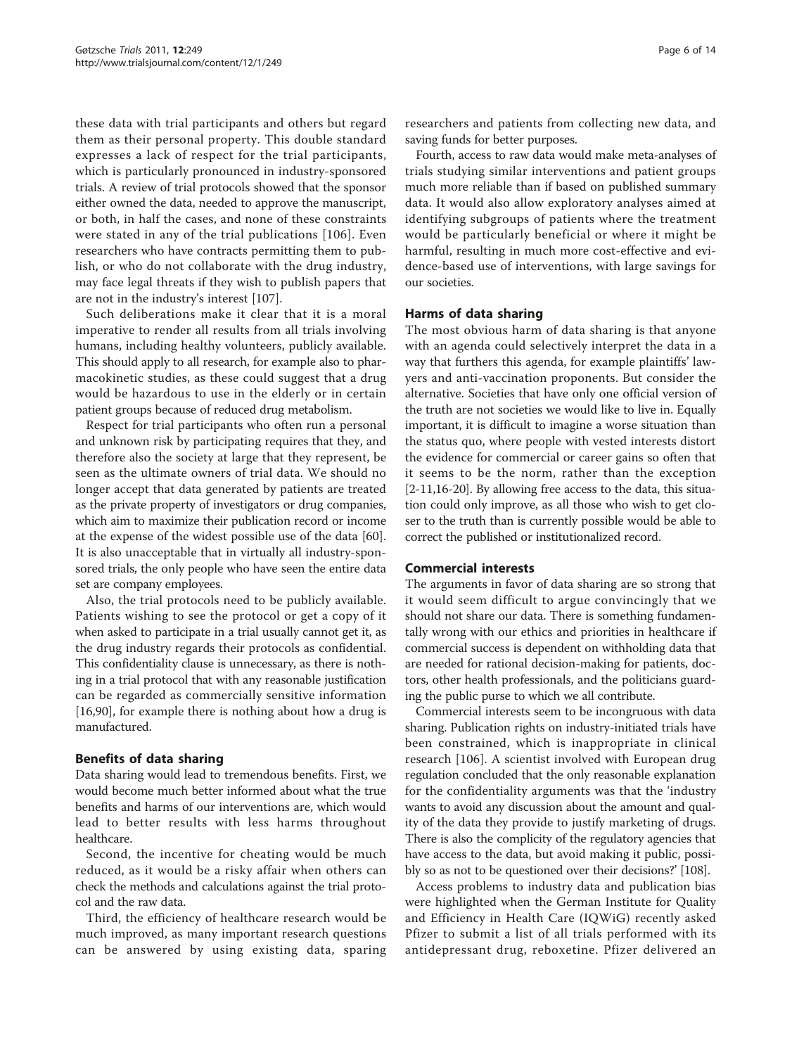these data with trial participants and others but regard them as their personal property. This double standard expresses a lack of respect for the trial participants, which is particularly pronounced in industry-sponsored trials. A review of trial protocols showed that the sponsor either owned the data, needed to approve the manuscript, or both, in half the cases, and none of these constraints were stated in any of the trial publications [106]. Even researchers who have contracts permitting them to publish, or who do not collaborate with the drug industry, may face legal threats if they wish to publish papers that are not in the industry's interest [107].

Such deliberations make it clear that it is a moral imperative to render all results from all trials involving humans, including healthy volunteers, publicly available. This should apply to all research, for example also to pharmacokinetic studies, as these could suggest that a drug would be hazardous to use in the elderly or in certain patient groups because of reduced drug metabolism.

Respect for trial participants who often run a personal and unknown risk by participating requires that they, and therefore also the society at large that they represent, be seen as the ultimate owners of trial data. We should no longer accept that data generated by patients are treated as the private property of investigators or drug companies, which aim to maximize their publication record or income at the expense of the widest possible use of the data [60]. It is also unacceptable that in virtually all industry-sponsored trials, the only people who have seen the entire data set are company employees.

Also, the trial protocols need to be publicly available. Patients wishing to see the protocol or get a copy of it when asked to participate in a trial usually cannot get it, as the drug industry regards their protocols as confidential. This confidentiality clause is unnecessary, as there is nothing in a trial protocol that with any reasonable justification can be regarded as commercially sensitive information [16,90], for example there is nothing about how a drug is manufactured.

## Benefits of data sharing

Data sharing would lead to tremendous benefits. First, we would become much better informed about what the true benefits and harms of our interventions are, which would lead to better results with less harms throughout healthcare.

Second, the incentive for cheating would be much reduced, as it would be a risky affair when others can check the methods and calculations against the trial protocol and the raw data.

Third, the efficiency of healthcare research would be much improved, as many important research questions can be answered by using existing data, sparing researchers and patients from collecting new data, and saving funds for better purposes.

Fourth, access to raw data would make meta-analyses of trials studying similar interventions and patient groups much more reliable than if based on published summary data. It would also allow exploratory analyses aimed at identifying subgroups of patients where the treatment would be particularly beneficial or where it might be harmful, resulting in much more cost-effective and evidence-based use of interventions, with large savings for our societies.

## Harms of data sharing

The most obvious harm of data sharing is that anyone with an agenda could selectively interpret the data in a way that furthers this agenda, for example plaintiffs' lawyers and anti-vaccination proponents. But consider the alternative. Societies that have only one official version of the truth are not societies we would like to live in. Equally important, it is difficult to imagine a worse situation than the status quo, where people with vested interests distort the evidence for commercial or career gains so often that it seems to be the norm, rather than the exception [2-11,16-20]. By allowing free access to the data, this situation could only improve, as all those who wish to get closer to the truth than is currently possible would be able to correct the published or institutionalized record.

## Commercial interests

The arguments in favor of data sharing are so strong that it would seem difficult to argue convincingly that we should not share our data. There is something fundamentally wrong with our ethics and priorities in healthcare if commercial success is dependent on withholding data that are needed for rational decision-making for patients, doctors, other health professionals, and the politicians guarding the public purse to which we all contribute.

Commercial interests seem to be incongruous with data sharing. Publication rights on industry-initiated trials have been constrained, which is inappropriate in clinical research [106]. A scientist involved with European drug regulation concluded that the only reasonable explanation for the confidentiality arguments was that the 'industry wants to avoid any discussion about the amount and quality of the data they provide to justify marketing of drugs. There is also the complicity of the regulatory agencies that have access to the data, but avoid making it public, possibly so as not to be questioned over their decisions?' [108].

Access problems to industry data and publication bias were highlighted when the German Institute for Quality and Efficiency in Health Care (IQWiG) recently asked Pfizer to submit a list of all trials performed with its antidepressant drug, reboxetine. Pfizer delivered an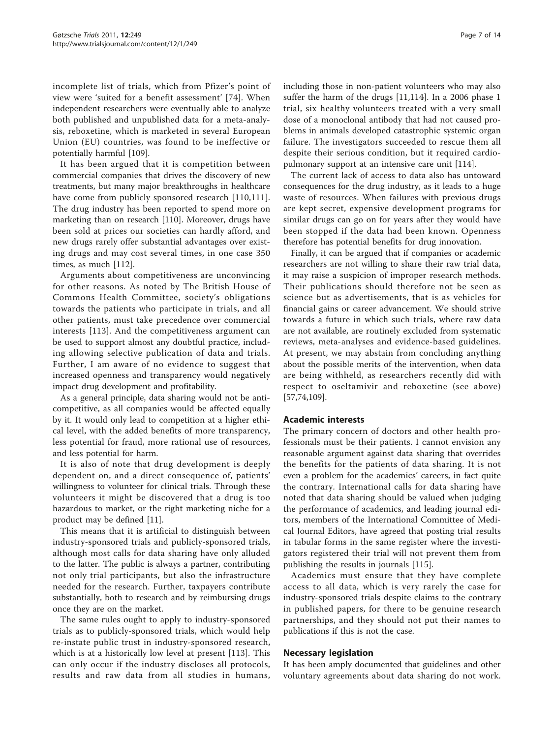incomplete list of trials, which from Pfizer's point of view were 'suited for a benefit assessment' [74]. When independent researchers were eventually able to analyze both published and unpublished data for a meta-analysis, reboxetine, which is marketed in several European Union (EU) countries, was found to be ineffective or potentially harmful [109].

It has been argued that it is competition between commercial companies that drives the discovery of new treatments, but many major breakthroughs in healthcare have come from publicly sponsored research [110,111]. The drug industry has been reported to spend more on marketing than on research [110]. Moreover, drugs have been sold at prices our societies can hardly afford, and new drugs rarely offer substantial advantages over existing drugs and may cost several times, in one case 350 times, as much [112].

Arguments about competitiveness are unconvincing for other reasons. As noted by The British House of Commons Health Committee, society's obligations towards the patients who participate in trials, and all other patients, must take precedence over commercial interests [113]. And the competitiveness argument can be used to support almost any doubtful practice, including allowing selective publication of data and trials. Further, I am aware of no evidence to suggest that increased openness and transparency would negatively impact drug development and profitability.

As a general principle, data sharing would not be anti-competitive, as all companies would be affected equally by it. It would only lead to competition at a higher ethical level, with the added benefits of more transparency, less potential for fraud, more rational use of resources, and less potential for harm.

It is also of note that drug development is deeply dependent on, and a direct consequence of, patients' willingness to volunteer for clinical trials. Through these volunteers it might be discovered that a drug is too hazardous to market, or the right marketing niche for a product may be defined [11].

This means that it is artificial to distinguish between industry-sponsored trials and publicly-sponsored trials, although most calls for data sharing have only alluded to the latter. The public is always a partner, contributing not only trial participants, but also the infrastructure needed for the research. Further, taxpayers contribute substantially, both to research and by reimbursing drugs once they are on the market.

The same rules ought to apply to industry-sponsored trials as to publicly-sponsored trials, which would help re-instate public trust in industry-sponsored research, which is at a historically low level at present [113]. This can only occur if the industry discloses all protocols, results and raw data from all studies in humans, including those in non-patient volunteers who may also suffer the harm of the drugs [11,114]. In a 2006 phase 1 trial, six healthy volunteers treated with a very small dose of a monoclonal antibody that had not caused problems in animals developed catastrophic systemic organ failure. The investigators succeeded to rescue them all despite their serious condition, but it required cardiopulmonary support at an intensive care unit [114].

The current lack of access to data also has untoward consequences for the drug industry, as it leads to a huge waste of resources. When failures with previous drugs are kept secret, expensive development programs for similar drugs can go on for years after they would have been stopped if the data had been known. Openness therefore has potential benefits for drug innovation.

Finally, it can be argued that if companies or academic researchers are not willing to share their raw trial data, it may raise a suspicion of improper research methods. Their publications should therefore not be seen as science but as advertisements, that is as vehicles for financial gains or career advancement. We should strive towards a future in which such trials, where raw data are not available, are routinely excluded from systematic reviews, meta-analyses and evidence-based guidelines. At present, we may abstain from concluding anything about the possible merits of the intervention, when data are being withheld, as researchers recently did with respect to oseltamivir and reboxetine (see above) [57,74,109].

## Academic interests

The primary concern of doctors and other health professionals must be their patients. I cannot envision any reasonable argument against data sharing that overrides the benefits for the patients of data sharing. It is not even a problem for the academics' careers, in fact quite the contrary. International calls for data sharing have noted that data sharing should be valued when judging the performance of academics, and leading journal editors, members of the International Committee of Medical Journal Editors, have agreed that posting trial results in tabular forms in the same register where the investigators registered their trial will not prevent them from publishing the results in journals [115].

Academics must ensure that they have complete access to all data, which is very rarely the case for industry-sponsored trials despite claims to the contrary in published papers, for there to be genuine research partnerships, and they should not put their names to publications if this is not the case.

## Necessary legislation

It has been amply documented that guidelines and other voluntary agreements about data sharing do not work.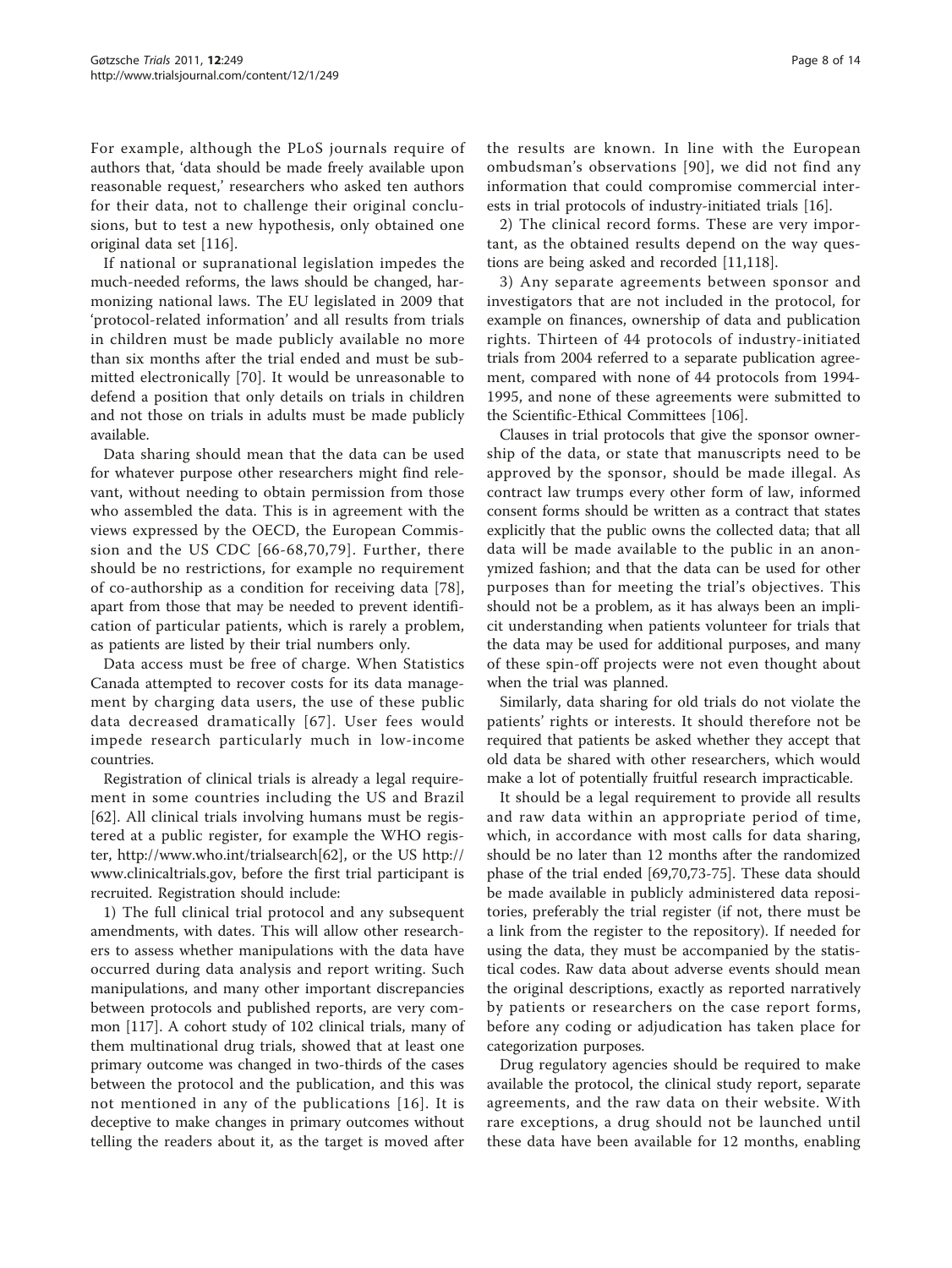For example, although the PLoS journals require of authors that, 'data should be made freely available upon reasonable request,' researchers who asked ten authors for their data, not to challenge their original conclusions, but to test a new hypothesis, only obtained one original data set [116].

If national or supranational legislation impedes the much-needed reforms, the laws should be changed, harmonizing national laws. The EU legislated in 2009 that 'protocol-related information' and all results from trials in children must be made publicly available no more than six months after the trial ended and must be submitted electronically [70]. It would be unreasonable to defend a position that only details on trials in children and not those on trials in adults must be made publicly available.

Data sharing should mean that the data can be used for whatever purpose other researchers might find relevant, without needing to obtain permission from those who assembled the data. This is in agreement with the views expressed by the OECD, the European Commission and the US CDC [66-68,70,79]. Further, there should be no restrictions, for example no requirement of co-authorship as a condition for receiving data [78], apart from those that may be needed to prevent identification of particular patients, which is rarely a problem, as patients are listed by their trial numbers only.

Data access must be free of charge. When Statistics Canada attempted to recover costs for its data management by charging data users, the use of these public data decreased dramatically [67]. User fees would impede research particularly much in low-income countries.

Registration of clinical trials is already a legal requirement in some countries including the US and Brazil [62]. All clinical trials involving humans must be registered at a public register, for example the WHO register, http://www.who.int/trialsearch[62], or the US http://www.clinicaltrials.gov, before the first trial participant is recruited. Registration should include:

1) The full clinical trial protocol and any subsequent amendments, with dates. This will allow other researchers to assess whether manipulations with the data have occurred during data analysis and report writing. Such manipulations, and many other important discrepancies between protocols and published reports, are very common [117]. A cohort study of 102 clinical trials, many of them multinational drug trials, showed that at least one primary outcome was changed in two-thirds of the cases between the protocol and the publication, and this was not mentioned in any of the publications [16]. It is deceptive to make changes in primary outcomes without telling the readers about it, as the target is moved after the results are known. In line with the European ombudsman's observations [90], we did not find any information that could compromise commercial interests in trial protocols of industry-initiated trials [16].

2) The clinical record forms. These are very important, as the obtained results depend on the way questions are being asked and recorded [11,118].

3) Any separate agreements between sponsor and investigators that are not included in the protocol, for example on finances, ownership of data and publication rights. Thirteen of 44 protocols of industry-initiated trials from 2004 referred to a separate publication agreement, compared with none of 44 protocols from 1994-1995, and none of these agreements were submitted to the Scientific-Ethical Committees [106].

Clauses in trial protocols that give the sponsor ownership of the data, or state that manuscripts need to be approved by the sponsor, should be made illegal. As contract law trumps every other form of law, informed consent forms should be written as a contract that states explicitly that the public owns the collected data; that all data will be made available to the public in an anonymized fashion; and that the data can be used for other purposes than for meeting the trial's objectives. This should not be a problem, as it has always been an implicit understanding when patients volunteer for trials that the data may be used for additional purposes, and many of these spin-off projects were not even thought about when the trial was planned.

Similarly, data sharing for old trials do not violate the patients' rights or interests. It should therefore not be required that patients be asked whether they accept that old data be shared with other researchers, which would make a lot of potentially fruitful research impracticable.

It should be a legal requirement to provide all results and raw data within an appropriate period of time, which, in accordance with most calls for data sharing, should be no later than 12 months after the randomized phase of the trial ended [69,70,73-75]. These data should be made available in publicly administered data repositories, preferably the trial register (if not, there must be a link from the register to the repository). If needed for using the data, they must be accompanied by the statistical codes. Raw data about adverse events should mean the original descriptions, exactly as reported narratively by patients or researchers on the case report forms, before any coding or adjudication has taken place for categorization purposes.

Drug regulatory agencies should be required to make available the protocol, the clinical study report, separate agreements, and the raw data on their website. With rare exceptions, a drug should not be launched until these data have been available for 12 months, enabling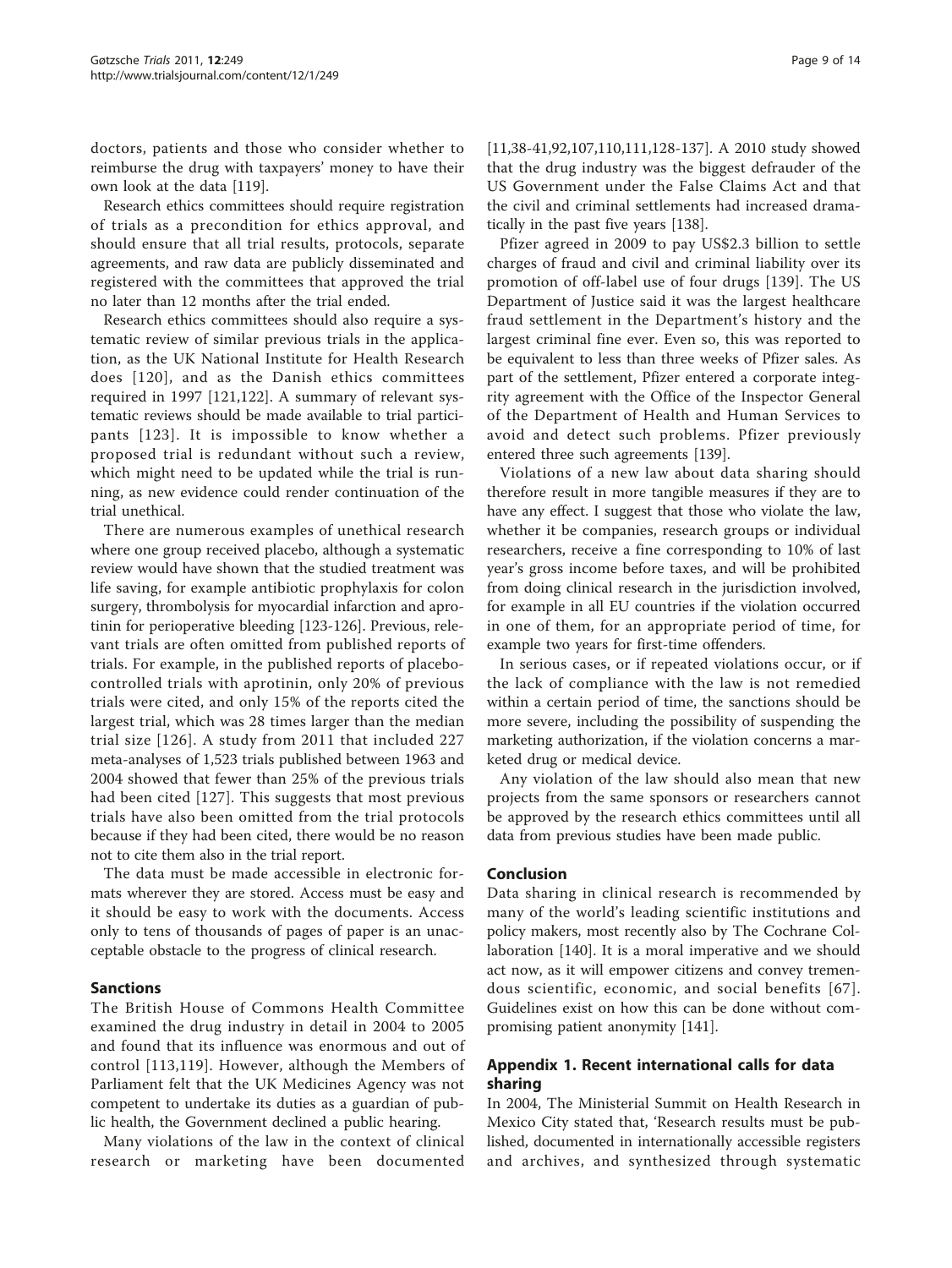doctors, patients and those who consider whether to reimburse the drug with taxpayers' money to have their own look at the data [119].

Research ethics committees should require registration of trials as a precondition for ethics approval, and should ensure that all trial results, protocols, separate agreements, and raw data are publicly disseminated and registered with the committees that approved the trial no later than 12 months after the trial ended.

Research ethics committees should also require a systematic review of similar previous trials in the application, as the UK National Institute for Health Research does [120], and as the Danish ethics committees required in 1997 [121,122]. A summary of relevant systematic reviews should be made available to trial participants [123]. It is impossible to know whether a proposed trial is redundant without such a review, which might need to be updated while the trial is running, as new evidence could render continuation of the trial unethical.

There are numerous examples of unethical research where one group received placebo, although a systematic review would have shown that the studied treatment was life saving, for example antibiotic prophylaxis for colon surgery, thrombolysis for myocardial infarction and aprotinin for perioperative bleeding [123-126]. Previous, relevant trials are often omitted from published reports of trials. For example, in the published reports of placebo-controlled trials with aprotinin, only 20% of previous trials were cited, and only 15% of the reports cited the largest trial, which was 28 times larger than the median trial size [126]. A study from 2011 that included 227 meta-analyses of 1,523 trials published between 1963 and 2004 showed that fewer than 25% of the previous trials had been cited [127]. This suggests that most previous trials have also been omitted from the trial protocols because if they had been cited, there would be no reason not to cite them also in the trial report.

The data must be made accessible in electronic formats wherever they are stored. Access must be easy and it should be easy to work with the documents. Access only to tens of thousands of pages of paper is an unacceptable obstacle to the progress of clinical research.

## Sanctions

The British House of Commons Health Committee examined the drug industry in detail in 2004 to 2005 and found that its influence was enormous and out of control [113,119]. However, although the Members of Parliament felt that the UK Medicines Agency was not competent to undertake its duties as a guardian of public health, the Government declined a public hearing.

Many violations of the law in the context of clinical research or marketing have been documented [11,38-41,92,107,110,111,128-137]. A 2010 study showed that the drug industry was the biggest defrauder of the US Government under the False Claims Act and that the civil and criminal settlements had increased dramatically in the past five years [138].

Pfizer agreed in 2009 to pay US$2.3 billion to settle charges of fraud and civil and criminal liability over its promotion of off-label use of four drugs [139]. The US Department of Justice said it was the largest healthcare fraud settlement in the Department's history and the largest criminal fine ever. Even so, this was reported to be equivalent to less than three weeks of Pfizer sales. As part of the settlement, Pfizer entered a corporate integrity agreement with the Office of the Inspector General of the Department of Health and Human Services to avoid and detect such problems. Pfizer previously entered three such agreements [139].

Violations of a new law about data sharing should therefore result in more tangible measures if they are to have any effect. I suggest that those who violate the law, whether it be companies, research groups or individual researchers, receive a fine corresponding to 10% of last year's gross income before taxes, and will be prohibited from doing clinical research in the jurisdiction involved, for example in all EU countries if the violation occurred in one of them, for an appropriate period of time, for example two years for first-time offenders.

In serious cases, or if repeated violations occur, or if the lack of compliance with the law is not remedied within a certain period of time, the sanctions should be more severe, including the possibility of suspending the marketing authorization, if the violation concerns a marketed drug or medical device.

Any violation of the law should also mean that new projects from the same sponsors or researchers cannot be approved by the research ethics committees until all data from previous studies have been made public.

## Conclusion

Data sharing in clinical research is recommended by many of the world's leading scientific institutions and policy makers, most recently also by The Cochrane Collaboration [140]. It is a moral imperative and we should act now, as it will empower citizens and convey tremendous scientific, economic, and social benefits [67]. Guidelines exist on how this can be done without compromising patient anonymity [141].

## Appendix 1. Recent international calls for data sharing

In 2004, The Ministerial Summit on Health Research in Mexico City stated that, 'Research results must be published, documented in internationally accessible registers and archives, and synthesized through systematic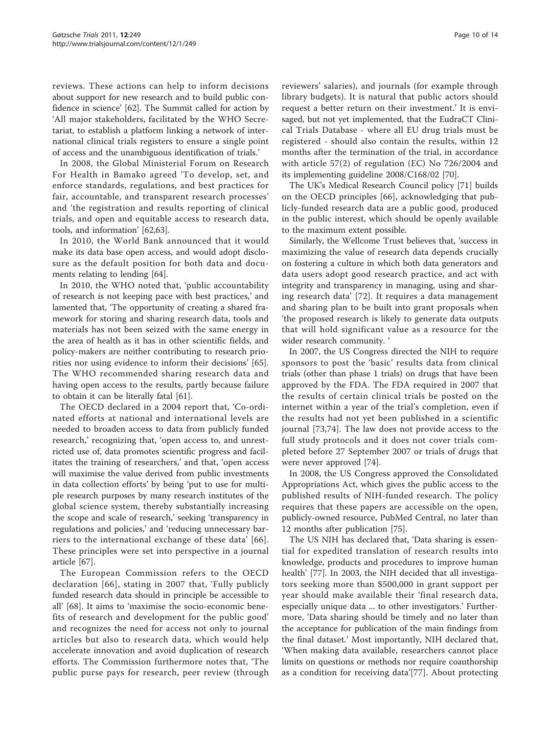reviews. These actions can help to inform decisions about support for new research and to build public confidence in science' [62]. The Summit called for action by 'All major stakeholders, facilitated by the WHO Secretariat, to establish a platform linking a network of international clinical trials registers to ensure a single point of access and the unambiguous identification of trials.'

In 2008, the Global Ministerial Forum on Research For Health in Bamako agreed 'To develop, set, and enforce standards, regulations, and best practices for fair, accountable, and transparent research processes' and 'the registration and results reporting of clinical trials, and open and equitable access to research data, tools, and information' [62,63].

In 2010, the World Bank announced that it would make its data base open access, and would adopt disclosure as the default position for both data and documents relating to lending [64].

In 2010, the WHO noted that, 'public accountability of research is not keeping pace with best practices,' and lamented that, 'The opportunity of creating a shared framework for storing and sharing research data, tools and materials has not been seized with the same energy in the area of health as it has in other scientific fields, and policy-makers are neither contributing to research priorities nor using evidence to inform their decisions' [65]. The WHO recommended sharing research data and having open access to the results, partly because failure to obtain it can be literally fatal [61].

The OECD declared in a 2004 report that, 'Co-ordinated efforts at national and international levels are needed to broaden access to data from publicly funded research,' recognizing that, 'open access to, and unrestricted use of, data promotes scientific progress and facilitates the training of researchers,' and that, 'open access will maximise the value derived from public investments in data collection efforts' by being 'put to use for multiple research purposes by many research institutes of the global science system, thereby substantially increasing the scope and scale of research,' seeking 'transparency in regulations and policies,' and 'reducing unnecessary barriers to the international exchange of these data' [66]. These principles were set into perspective in a journal article [67].

The European Commission refers to the OECD declaration [66], stating in 2007 that, 'Fully publicly funded research data should in principle be accessible to all' [68]. It aims to 'maximise the socio-economic benefits of research and development for the public good' and recognizes the need for access not only to journal articles but also to research data, which would help accelerate innovation and avoid duplication of research efforts. The Commission furthermore notes that, 'The public purse pays for research, peer review (through reviewers' salaries), and journals (for example through library budgets). It is natural that public actors should request a better return on their investment.' It is envisaged, but not yet implemented, that the EudraCT Clinical Trials Database - where all EU drug trials must be registered - should also contain the results, within 12 months after the termination of the trial, in accordance with article 57(2) of regulation (EC) No 726/2004 and its implementing guideline 2008/C168/02 [70].

The UK's Medical Research Council policy [71] builds on the OECD principles [66], acknowledging that publicly-funded research data are a public good, produced in the public interest, which should be openly available to the maximum extent possible.

Similarly, the Wellcome Trust believes that, 'success in maximizing the value of research data depends crucially on fostering a culture in which both data generators and data users adopt good research practice, and act with integrity and transparency in managing, using and sharing research data' [72]. It requires a data management and sharing plan to be built into grant proposals when 'the proposed research is likely to generate data outputs that will hold significant value as a resource for the wider research community. '

In 2007, the US Congress directed the NIH to require sponsors to post the 'basic' results data from clinical trials (other than phase 1 trials) on drugs that have been approved by the FDA. The FDA required in 2007 that the results of certain clinical trials be posted on the internet within a year of the trial's completion, even if the results had not yet been published in a scientific journal [73,74]. The law does not provide access to the full study protocols and it does not cover trials completed before 27 September 2007 or trials of drugs that were never approved [74].

In 2008, the US Congress approved the Consolidated Appropriations Act, which gives the public access to the published results of NIH-funded research. The policy requires that these papers are accessible on the open, publicly-owned resource, PubMed Central, no later than 12 months after publication [75].

The US NIH has declared that, 'Data sharing is essential for expedited translation of research results into knowledge, products and procedures to improve human health' [77]. In 2003, the NIH decided that all investigators seeking more than \$500,000 in grant support per year should make available their 'final research data, especially unique data ... to other investigators.' Furthermore, 'Data sharing should be timely and no later than the acceptance for publication of the main findings from the final dataset.' Most importantly, NIH declared that, 'When making data available, researchers cannot place limits on questions or methods nor require coauthorship as a condition for receiving data'[77]. About protecting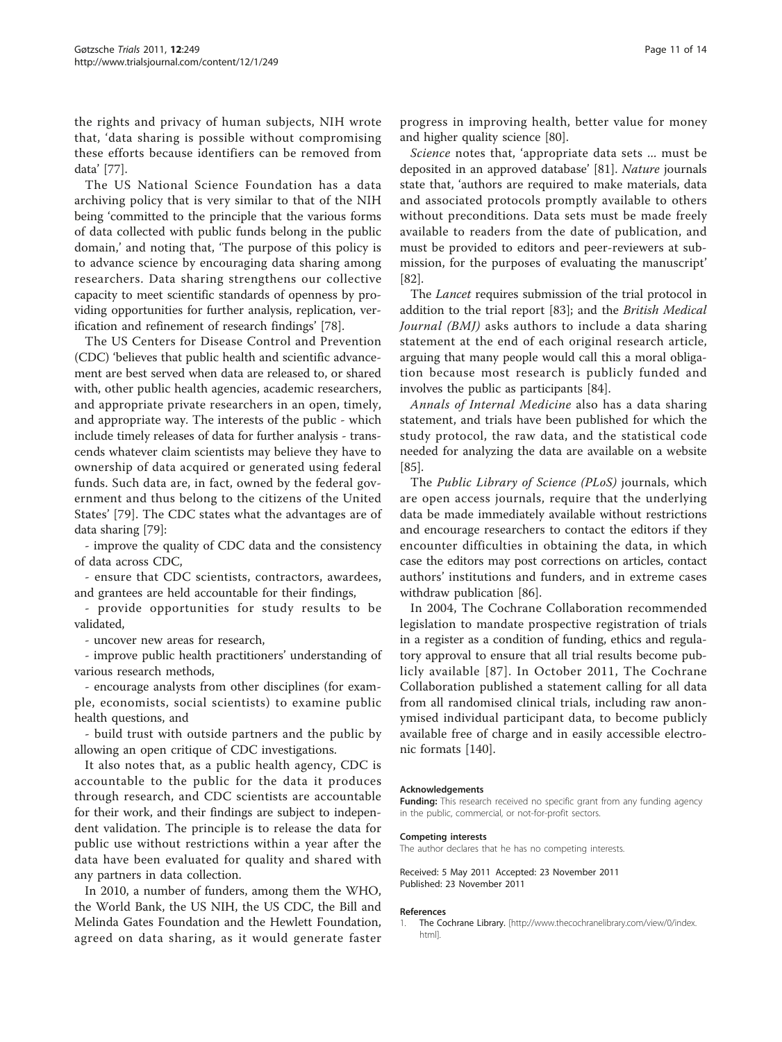the rights and privacy of human subjects, NIH wrote that, 'data sharing is possible without compromising these efforts because identifiers can be removed from data' [77].

The US National Science Foundation has a data archiving policy that is very similar to that of the NIH being 'committed to the principle that the various forms of data collected with public funds belong in the public domain,' and noting that, 'The purpose of this policy is to advance science by encouraging data sharing among researchers. Data sharing strengthens our collective capacity to meet scientific standards of openness by providing opportunities for further analysis, replication, verification and refinement of research findings' [78].

The US Centers for Disease Control and Prevention (CDC) 'believes that public health and scientific advancement are best served when data are released to, or shared with, other public health agencies, academic researchers, and appropriate private researchers in an open, timely, and appropriate way. The interests of the public - which include timely releases of data for further analysis - transcends whatever claim scientists may believe they have to ownership of data acquired or generated using federal funds. Such data are, in fact, owned by the federal government and thus belong to the citizens of the United States' [79]. The CDC states what the advantages are of data sharing [79]:

- improve the quality of CDC data and the consistency of data across CDC,
- ensure that CDC scientists, contractors, awardees, and grantees are held accountable for their findings,
- provide opportunities for study results to be validated,
- uncover new areas for research,
- improve public health practitioners' understanding of various research methods,
- encourage analysts from other disciplines (for example, economists, social scientists) to examine public health questions, and
- build trust with outside partners and the public by allowing an open critique of CDC investigations.

It also notes that, as a public health agency, CDC is accountable to the public for the data it produces through research, and CDC scientists are accountable for their work, and their findings are subject to independent validation. The principle is to release the data for public use without restrictions within a year after the data have been evaluated for quality and shared with any partners in data collection.

In 2010, a number of funders, among them the WHO, the World Bank, the US NIH, the US CDC, the Bill and Melinda Gates Foundation and the Hewlett Foundation, agreed on data sharing, as it would generate faster progress in improving health, better value for money and higher quality science [80].

*Science* notes that, 'appropriate data sets ... must be deposited in an approved database' [81]. *Nature* journals state that, 'authors are required to make materials, data and associated protocols promptly available to others without preconditions. Data sets must be made freely available to readers from the date of publication, and must be provided to editors and peer-reviewers at submission, for the purposes of evaluating the manuscript' [82].

The *Lancet* requires submission of the trial protocol in addition to the trial report [83]; and the *British Medical Journal (BMJ)* asks authors to include a data sharing statement at the end of each original research article, arguing that many people would call this a moral obligation because most research is publicly funded and involves the public as participants [84].

*Annals of Internal Medicine* also has a data sharing statement, and trials have been published for which the study protocol, the raw data, and the statistical code needed for analyzing the data are available on a website [85].

The *Public Library of Science (PLoS)* journals, which are open access journals, require that the underlying data be made immediately available without restrictions and encourage researchers to contact the editors if they encounter difficulties in obtaining the data, in which case the editors may post corrections on articles, contact authors' institutions and funders, and in extreme cases withdraw publication [86].

In 2004, The Cochrane Collaboration recommended legislation to mandate prospective registration of trials in a register as a condition of funding, ethics and regulatory approval to ensure that all trial results become publicly available [87]. In October 2011, The Cochrane Collaboration published a statement calling for all data from all randomised clinical trials, including raw anonymised individual participant data, to become publicly available free of charge and in easily accessible electronic formats [140].

#### Acknowledgements

**Funding:** This research received no specific grant from any funding agency in the public, commercial, or not-for-profit sectors.

#### Competing interests

The author declares that he has no competing interests.

Received: 5 May 2011 Accepted: 23 November 2011
Published: 23 November 2011

#### References

1. **The Cochrane Library.** [http://www.thecochranelibrary.com/view/0/index.html].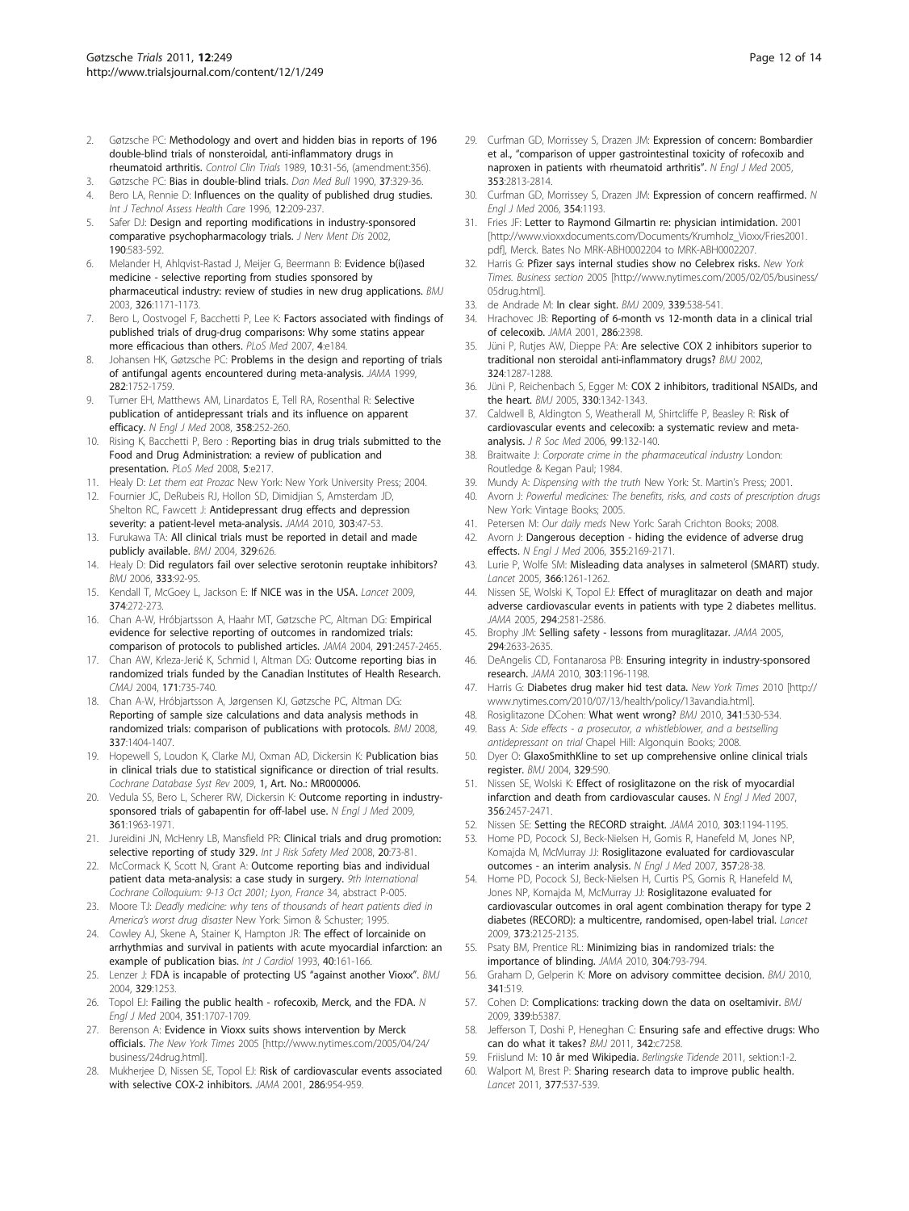2. Gøtzsche PC: **Methodology and overt and hidden bias in reports of 196 double-blind trials of nonsteroidal, anti-inflammatory drugs in rheumatoid arthritis.** *Control Clin Trials* 1989, **10**:31-56, (amendment:356).
3. Gøtzsche PC: **Bias in double-blind trials.** *Dan Med Bull* 1990, **37**:329-36.
4. Bero LA, Rennie D: **Influences on the quality of published drug studies.** *Int J Technol Assess Health Care* 1996, **12**:209-237.
5. Safer DJ: **Design and reporting modifications in industry-sponsored comparative psychopharmacology trials.** *J Nerv Ment Dis* 2002, **190**:583-592.
6. Melander H, Ahlqvist-Rastad J, Meijer G, Beermann B: **Evidence b(i)ased medicine - selective reporting from studies sponsored by pharmaceutical industry: review of studies in new drug applications.** *BMJ* 2003, **326**:1171-1173.
7. Bero L, Oostvogel F, Bacchetti P, Lee K: **Factors associated with findings of published trials of drug-drug comparisons: Why some statins appear more efficacious than others.** *PLoS Med* 2007, **4**:e184.
8. Johansen HK, Gøtzsche PC: **Problems in the design and reporting of trials of antifungal agents encountered during meta-analysis.** *JAMA* 1999, **282**:1752-1759.
9. Turner EH, Matthews AM, Linardatos E, Tell RA, Rosenthal R: **Selective publication of antidepressant trials and its influence on apparent efficacy.** *N Engl J Med* 2008, **358**:252-260.
10. Rising K, Bacchetti P, Bero : **Reporting bias in drug trials submitted to the Food and Drug Administration: a review of publication and presentation.** *PLoS Med* 2008, **5**:e217.
11. Healy D: *Let them eat Prozac* New York: New York University Press; 2004.
12. Fournier JC, DeRubeis RJ, Hollon SD, Dimidjian S, Amsterdam JD, Shelton RC, Fawcett J: **Antidepressant drug effects and depression severity: a patient-level meta-analysis.** *JAMA* 2010, **303**:47-53.
13. Furukawa TA: **All clinical trials must be reported in detail and made publicly available.** *BMJ* 2004, **329**:626.
14. Healy D: **Did regulators fail over selective serotonin reuptake inhibitors?** *BMJ* 2006, **333**:92-95.
15. Kendall T, McGoey L, Jackson E: **If NICE was in the USA.** *Lancet* 2009, **374**:272-273.
16. Chan A-W, Hróbjartsson A, Haahr MT, Gøtzsche PC, Altman DG: **Empirical evidence for selective reporting of outcomes in randomized trials: comparison of protocols to published articles.** *JAMA* 2004, **291**:2457-2465.
17. Chan AW, Krleza-Jerić K, Schmid I, Altman DG: **Outcome reporting bias in randomized trials funded by the Canadian Institutes of Health Research.** *CMAJ* 2004, **171**:735-740.
18. Chan A-W, Hróbjartsson A, Jørgensen KJ, Gøtzsche PC, Altman DG: **Reporting of sample size calculations and data analysis methods in randomized trials: comparison of publications with protocols.** *BMJ* 2008, **337**:1404-1407.
19. Hopewell S, Loudon K, Clarke MJ, Oxman AD, Dickersin K: **Publication bias in clinical trials due to statistical significance or direction of trial results.** *Cochrane Database Syst Rev* 2009, **1**, Art. No.: MR000006.
20. Vedula SS, Bero L, Scherer RW, Dickersin K: **Outcome reporting in industry-sponsored trials of gabapentin for off-label use.** *N Engl J Med* 2009, **361**:1963-1971.
21. Jureidini JN, McHenry LB, Mansfield PR: **Clinical trials and drug promotion: selective reporting of study 329.** *Int J Risk Safety Med* 2008, **20**:73-81.
22. McCormack K, Scott N, Grant A: **Outcome reporting bias and individual patient data meta-analysis: a case study in surgery.** *9th International Cochrane Colloquium: 9-13 Oct 2001; Lyon, France* 34, abstract P-005.
23. Moore TJ: *Deadly medicine: why tens of thousands of heart patients died in America's worst drug disaster* New York: Simon & Schuster; 1995.
24. Cowley AJ, Skene A, Stainer K, Hampton JR: **The effect of lorcainide on arrhythmias and survival in patients with acute myocardial infarction: an example of publication bias.** *Int J Cardiol* 1993, **40**:161-166.
25. Lenzer J: **FDA is incapable of protecting US "against another Vioxx".** *BMJ* 2004, **329**:1253.
26. Topol EJ: **Failing the public health - rofecoxib, Merck, and the FDA.** *N Engl J Med* 2004, **351**:1707-1709.
27. Berenson A: **Evidence in Vioxx suits shows intervention by Merck officials.** *The New York Times* 2005 [http://www.nytimes.com/2005/04/24/business/24drug.html].
28. Mukherjee D, Nissen SE, Topol EJ: **Risk of cardiovascular events associated with selective COX-2 inhibitors.** *JAMA* 2001, **286**:954-959.
29. Curfman GD, Morrissey S, Drazen JM: **Expression of concern: Bombardier et al., "comparison of upper gastrointestinal toxicity of rofecoxib and naproxen in patients with rheumatoid arthritis".** *N Engl J Med* 2005, **353**:2813-2814.
30. Curfman GD, Morrissey S, Drazen JM: **Expression of concern reaffirmed.** *N Engl J Med* 2006, **354**:1193.
31. Fries JF: **Letter to Raymond Gilmartin re: physician intimidation.** 2001 [http://www.vioxxdocuments.com/Documents/Krumholz_Vioxx/Fries2001.pdf], Merck. Bates No MRK-ABH0002204 to MRK-ABH0002207.
32. Harris G: **Pfizer says internal studies show no Celebrex risks.** *New York Times. Business section* 2005 [http://www.nytimes.com/2005/02/05/business/05drug.html].
33. de Andrade M: **In clear sight.** *BMJ* 2009, **339**:538-541.
34. Hrachovec JB: **Reporting of 6-month vs 12-month data in a clinical trial of celecoxib.** *JAMA* 2001, **286**:2398.
35. Jüni P, Rutjes AW, Dieppe PA: **Are selective COX 2 inhibitors superior to traditional non steroidal anti-inflammatory drugs?** *BMJ* 2002, **324**:1287-1288.
36. Jüni P, Reichenbach S, Egger M: **COX 2 inhibitors, traditional NSAIDs, and the heart.** *BMJ* 2005, **330**:1342-1343.
37. Caldwell B, Aldington S, Weatherall M, Shirtcliffe P, Beasley R: **Risk of cardiovascular events and celecoxib: a systematic review and meta-analysis.** *J R Soc Med* 2006, **99**:132-140.
38. Braitwaite J: *Corporate crime in the pharmaceutical industry* London: Routledge & Kegan Paul; 1984.
39. Mundy A: *Dispensing with the truth* New York: St. Martin's Press; 2001.
40. Avorn J: *Powerful medicines: The benefits, risks, and costs of prescription drugs* New York: Vintage Books; 2005.
41. Petersen M: *Our daily meds* New York: Sarah Crichton Books; 2008.
42. Avorn J: **Dangerous deception - hiding the evidence of adverse drug effects.** *N Engl J Med* 2006, **355**:2169-2171.
43. Lurie P, Wolfe SM: **Misleading data analyses in salmeterol (SMART) study.** *Lancet* 2005, **366**:1261-1262.
44. Nissen SE, Wolski K, Topol EJ: **Effect of muraglitazar on death and major adverse cardiovascular events in patients with type 2 diabetes mellitus.** *JAMA* 2005, **294**:2581-2586.
45. Brophy JM: **Selling safety - lessons from muraglitazar.** *JAMA* 2005, **294**:2633-2635.
46. DeAngelis CD, Fontanarosa PB: **Ensuring integrity in industry-sponsored research.** *JAMA* 2010, **303**:1196-1198.
47. Harris G: **Diabetes drug maker hid test data.** *New York Times* 2010 [http://www.nytimes.com/2010/07/13/health/policy/13avandia.html].
48. Rosiglitazone DCohen: **What went wrong?** *BMJ* 2010, **341**:530-534.
49. Bass A: *Side effects - a prosecutor, a whistleblower, and a bestselling antidepressant on trial* Chapel Hill: Algonquin Books; 2008.
50. Dyer O: **GlaxoSmithKline to set up comprehensive online clinical trials register.** *BMJ* 2004, **329**:590.
51. Nissen SE, Wolski K: **Effect of rosiglitazone on the risk of myocardial infarction and death from cardiovascular causes.** *N Engl J Med* 2007, **356**:2457-2471.
52. Nissen SE: **Setting the RECORD straight.** *JAMA* 2010, **303**:1194-1195.
53. Home PD, Pocock SJ, Beck-Nielsen H, Gomis R, Hanefeld M, Jones NP, Komajda M, McMurray JJ: **Rosiglitazone evaluated for cardiovascular outcomes - an interim analysis.** *N Engl J Med* 2007, **357**:28-38.
54. Home PD, Pocock SJ, Beck-Nielsen H, Curtis PS, Gomis R, Hanefeld M, Jones NP, Komajda M, McMurray JJ: **Rosiglitazone evaluated for cardiovascular outcomes in oral agent combination therapy for type 2 diabetes (RECORD): a multicentre, randomised, open-label trial.** *Lancet* 2009, **373**:2125-2135.
55. Psaty BM, Prentice RL: **Minimizing bias in randomized trials: the importance of blinding.** *JAMA* 2010, **304**:793-794.
56. Graham D, Gelperin K: **More on advisory committee decision.** *BMJ* 2010, **341**:519.
57. Cohen D: **Complications: tracking down the data on oseltamivir.** *BMJ* 2009, **339**:b5387.
58. Jefferson T, Doshi P, Heneghan C: **Ensuring safe and effective drugs: Who can do what it takes?** *BMJ* 2011, **342**:c7258.
59. Friislund M: **10 år med Wikipedia.** *Berlingske Tidende* 2011, sektion:1-2.
60. Walport M, Brest P: **Sharing research data to improve public health.** *Lancet* 2011, **377**:537-539.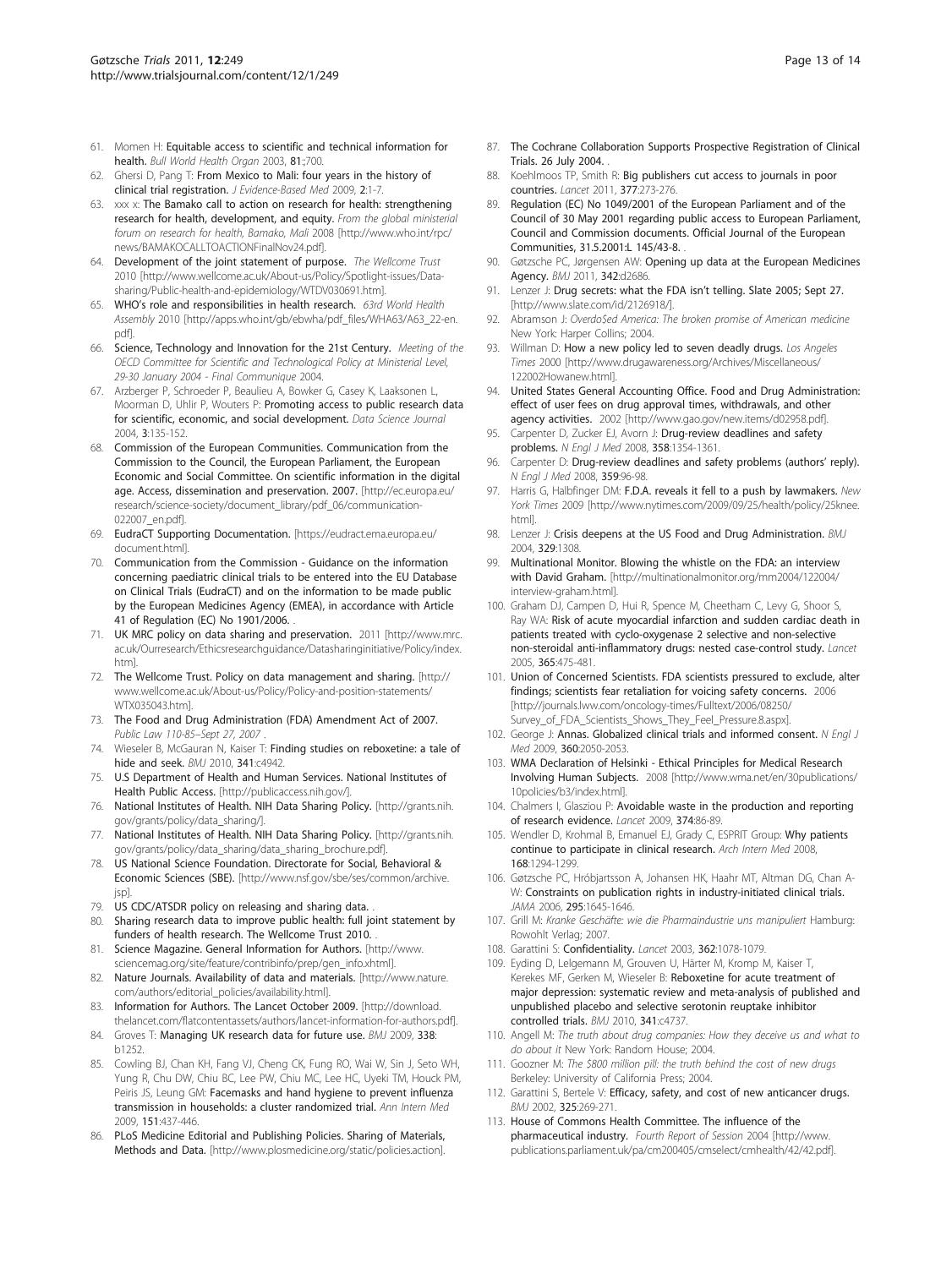61. Momen H: Equitable access to scientific and technical information for health. *Bull World Health Organ* 2003, 81:;700.
62. Ghersi D, Pang T: From Mexico to Mali: four years in the history of clinical trial registration. *J Evidence-Based Med* 2009, 2:1-7.
63. xxx x: The Bamako call to action on research for health: strengthening research for health, development, and equity. *From the global ministerial forum on research for health, Bamako, Mali* 2008 [http://www.who.int/rpc/news/BAMAKOCALLTOACTIONFinalNov24.pdf].
64. Development of the joint statement of purpose. *The Wellcome Trust* 2010 [http://www.wellcome.ac.uk/About-us/Policy/Spotlight-issues/Data-sharing/Public-health-and-epidemiology/WTDV030691.htm].
65. WHO's role and responsibilities in health research. *63rd World Health Assembly* 2010 [http://apps.who.int/gb/ebwha/pdf_files/WHA63/A63_22-en.pdf].
66. Science, Technology and Innovation for the 21st Century. *Meeting of the OECD Committee for Scientific and Technological Policy at Ministerial Level, 29-30 January 2004 - Final Communique* 2004.
67. Arzberger P, Schroeder P, Beaulieu A, Bowker G, Casey K, Laaksonen L, Moorman D, Uhlir P, Wouters P: Promoting access to public research data for scientific, economic, and social development. *Data Science Journal* 2004, 3:135-152.
68. Commission of the European Communities. Communication from the Commission to the Council, the European Parliament, the European Economic and Social Committee. On scientific information in the digital age. Access, dissemination and preservation. 2007. [http://ec.europa.eu/research/science-society/document_library/pdf_06/communication-022007_en.pdf].
69. EudraCT Supporting Documentation. [https://eudract.ema.europa.eu/document.html].
70. Communication from the Commission - Guidance on the information concerning paediatric clinical trials to be entered into the EU Database on Clinical Trials (EudraCT) and on the information to be made public by the European Medicines Agency (EMEA), in accordance with Article 41 of Regulation (EC) No 1901/2006. .
71. UK MRC policy on data sharing and preservation. 2011 [http://www.mrc.ac.uk/Ourresearch/Ethicsresearchguidance/Datasharinginitiative/Policy/index.htm].
72. The Wellcome Trust. Policy on data management and sharing. [http://www.wellcome.ac.uk/About-us/Policy/Policy-and-position-statements/WTX035043.htm].
73. The Food and Drug Administration (FDA) Amendment Act of 2007. *Public Law 110-85–Sept 27, 2007* .
74. Wieseler B, McGauran N, Kaiser T: Finding studies on reboxetine: a tale of hide and seek. *BMJ* 2010, 341:c4942.
75. U.S Department of Health and Human Services. National Institutes of Health Public Access. [http://publicaccess.nih.gov/].
76. National Institutes of Health. NIH Data Sharing Policy. [http://grants.nih.gov/grants/policy/data_sharing/].
77. National Institutes of Health. NIH Data Sharing Policy. [http://grants.nih.gov/grants/policy/data_sharing/data_sharing_brochure.pdf].
78. US National Science Foundation. Directorate for Social, Behavioral & Economic Sciences (SBE). [http://www.nsf.gov/sbe/ses/common/archive.jsp].
79. US CDC/ATSDR policy on releasing and sharing data. .
80. Sharing research data to improve public health: full joint statement by funders of health research. The Wellcome Trust 2010. .
81. Science Magazine. General Information for Authors. [http://www.sciencemag.org/site/feature/contribinfo/prep/gen_info.xhtml].
82. Nature Journals. Availability of data and materials. [http://www.nature.com/authors/editorial_policies/availability.html].
83. Information for Authors. The Lancet October 2009. [http://download.thelancet.com/flatcontentassets/authors/lancet-information-for-authors.pdf].
84. Groves T: Managing UK research data for future use. *BMJ* 2009, 338:b1252.
85. Cowling BJ, Chan KH, Fang VJ, Cheng CK, Fung RO, Wai W, Sin J, Seto WH, Yung R, Chu DW, Chiu BC, Lee PW, Chiu MC, Lee HC, Uyeki TM, Houck PM, Peiris JS, Leung GM: Facemasks and hand hygiene to prevent influenza transmission in households: a cluster randomized trial. *Ann Intern Med* 2009, 151:437-446.
86. PLoS Medicine Editorial and Publishing Policies. Sharing of Materials, Methods and Data. [http://www.plosmedicine.org/static/policies.action].
87. The Cochrane Collaboration Supports Prospective Registration of Clinical Trials. 26 July 2004. .
88. Koehlmoos TP, Smith R: Big publishers cut access to journals in poor countries. *Lancet* 2011, 377:273-276.
89. Regulation (EC) No 1049/2001 of the European Parliament and of the Council of 30 May 2001 regarding public access to European Parliament, Council and Commission documents. Official Journal of the European Communities, 31.5.2001:L 145/43-8. .
90. Gøtzsche PC, Jørgensen AW: Opening up data at the European Medicines Agency. *BMJ* 2011, 342:d2686.
91. Lenzer J: Drug secrets: what the FDA isn't telling. Slate 2005; Sept 27. [http://www.slate.com/id/2126918/].
92. Abramson J: *Overdo$ed America: The broken promise of American medicine* New York: Harper Collins; 2004.
93. Willman D: How a new policy led to seven deadly drugs. *Los Angeles Times* 2000 [http://www.drugawareness.org/Archives/Miscellaneous/122002Howanew.html].
94. United States General Accounting Office. Food and Drug Administration: effect of user fees on drug approval times, withdrawals, and other agency activities. 2002 [http://www.gao.gov/new.items/d02958.pdf].
95. Carpenter D, Zucker EJ, Avorn J: Drug-review deadlines and safety problems. *N Engl J Med* 2008, 358:1354-1361.
96. Carpenter D: Drug-review deadlines and safety problems (authors' reply). *N Engl J Med* 2008, 359:96-98.
97. Harris G, Halbfinger DM: F.D.A. reveals it fell to a push by lawmakers. *New York Times* 2009 [http://www.nytimes.com/2009/09/25/health/policy/25knee.html].
98. Lenzer J: Crisis deepens at the US Food and Drug Administration. *BMJ* 2004, 329:1308.
99. Multinational Monitor. Blowing the whistle on the FDA: an interview with David Graham. [http://multinationalmonitor.org/mm2004/122004/interview-graham.html].
100. Graham DJ, Campen D, Hui R, Spence M, Cheetham C, Levy G, Shoor S, Ray WA: Risk of acute myocardial infarction and sudden cardiac death in patients treated with cyclo-oxygenase 2 selective and non-selective non-steroidal anti-inflammatory drugs: nested case-control study. *Lancet* 2005, 365:475-481.
101. Union of Concerned Scientists. FDA scientists pressured to exclude, alter findings; scientists fear retaliation for voicing safety concerns. 2006 [http://journals.lww.com/oncology-times/Fulltext/2006/08250/Survey_of_FDA_Scientists_Shows_They_Feel_Pressure.8.aspx].
102. George J: Annas. Globalized clinical trials and informed consent. *N Engl J Med* 2009, 360:2050-2053.
103. WMA Declaration of Helsinki - Ethical Principles for Medical Research Involving Human Subjects. 2008 [http://www.wma.net/en/30publications/10policies/b3/index.html].
104. Chalmers I, Glasziou P: Avoidable waste in the production and reporting of research evidence. *Lancet* 2009, 374:86-89.
105. Wendler D, Krohmal B, Emanuel EJ, Grady C, ESPRIT Group: Why patients continue to participate in clinical research. *Arch Intern Med* 2008, 168:1294-1299.
106. Gøtzsche PC, Hróbjartsson A, Johansen HK, Haahr MT, Altman DG, Chan A-W: Constraints on publication rights in industry-initiated clinical trials. *JAMA* 2006, 295:1645-1646.
107. Grill M: *Kranke Geschäfte: wie die Pharmaindustrie uns manipuliert* Hamburg: Rowohlt Verlag; 2007.
108. Garattini S: Confidentiality. *Lancet* 2003, 362:1078-1079.
109. Eyding D, Lelgemann M, Grouven U, Härter M, Kromp M, Kaiser T, Kerekes MF, Gerken M, Wieseler B: Reboxetine for acute treatment of major depression: systematic review and meta-analysis of published and unpublished placebo and selective serotonin reuptake inhibitor controlled trials. *BMJ* 2010, 341:c4737.
110. Angell M: *The truth about drug companies: How they deceive us and what to do about it* New York: Random House; 2004.
111. Goozner M: *The $800 million pill: the truth behind the cost of new drugs* Berkeley: University of California Press; 2004.
112. Garattini S, Bertele V: Efficacy, safety, and cost of new anticancer drugs. *BMJ* 2002, 325:269-271.
113. House of Commons Health Committee. The influence of the pharmaceutical industry. *Fourth Report of Session* 2004 [http://www.publications.parliament.uk/pa/cm200405/cmselect/cmhealth/42/42.pdf].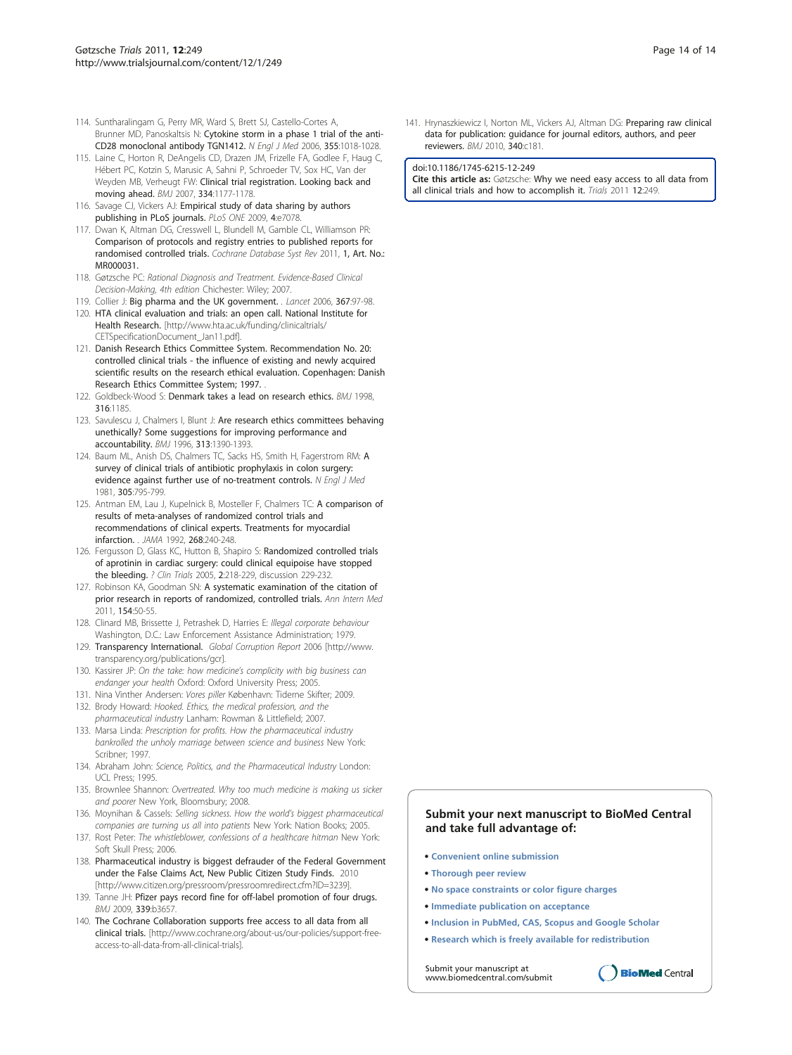114. Suntharalingam G, Perry MR, Ward S, Brett SJ, Castello-Cortes A, Brunner MD, Panoskaltsis N: **Cytokine storm in a phase 1 trial of the anti-CD28 monoclonal antibody TGN1412.** *N Engl J Med* 2006, **355**:1018-1028.
115. Laine C, Horton R, DeAngelis CD, Drazen JM, Frizelle FA, Godlee F, Haug C, Hébert PC, Kotzin S, Marusic A, Sahni P, Schroeder TV, Sox HC, Van der Weyden MB, Verheugt FW: **Clinical trial registration. Looking back and moving ahead.** *BMJ* 2007, **334**:1177-1178.
116. Savage CJ, Vickers AJ: **Empirical study of data sharing by authors publishing in PLoS journals.** *PLoS ONE* 2009, **4**:e7078.
117. Dwan K, Altman DG, Cresswell L, Blundell M, Gamble CL, Williamson PR: **Comparison of protocols and registry entries to published reports for randomised controlled trials.** *Cochrane Database Syst Rev* 2011, **1**, Art. No.: MR000031.
118. Gøtzsche PC: *Rational Diagnosis and Treatment. Evidence-Based Clinical Decision-Making, 4th edition* Chichester: Wiley; 2007.
119. Collier J: **Big pharma and the UK government.** . *Lancet* 2006, **367**:97-98.
120. **HTA clinical evaluation and trials: an open call. National Institute for Health Research.** [http://www.hta.ac.uk/funding/clinicaltrials/CETSpecificationDocument_Jan11.pdf].
121. **Danish Research Ethics Committee System. Recommendation No. 20: controlled clinical trials - the influence of existing and newly acquired scientific results on the research ethical evaluation.** Copenhagen: Danish Research Ethics Committee System; 1997. .
122. Goldbeck-Wood S: **Denmark takes a lead on research ethics.** *BMJ* 1998, **316**:1185.
123. Savulescu J, Chalmers I, Blunt J: **Are research ethics committees behaving unethically? Some suggestions for improving performance and accountability.** *BMJ* 1996, **313**:1390-1393.
124. Baum ML, Anish DS, Chalmers TC, Sacks HS, Smith H, Fagerstrom RM: **A survey of clinical trials of antibiotic prophylaxis in colon surgery: evidence against further use of no-treatment controls.** *N Engl J Med* 1981, **305**:795-799.
125. Antman EM, Lau J, Kupelnick B, Mosteller F, Chalmers TC: **A comparison of results of meta-analyses of randomized control trials and recommendations of clinical experts. Treatments for myocardial infarction.** . *JAMA* 1992, **268**:240-248.
126. Fergusson D, Glass KC, Hutton B, Shapiro S: **Randomized controlled trials of aprotinin in cardiac surgery: could clinical equipoise have stopped the bleeding.** *? Clin Trials* 2005, **2**:218-229, discussion 229-232.
127. Robinson KA, Goodman SN: **A systematic examination of the citation of prior research in reports of randomized, controlled trials.** *Ann Intern Med* 2011, **154**:50-55.
128. Clinard MB, Brissette J, Petrashek D, Harries E: *Illegal corporate behaviour* Washington, D.C.: Law Enforcement Assistance Administration; 1979.
129. **Transparency International.** *Global Corruption Report* 2006 [http://www.transparency.org/publications/gcr].
130. Kassirer JP: *On the take: how medicine's complicity with big business can endanger your health* Oxford: Oxford University Press; 2005.
131. Nina Vinther Andersen: *Vores piller* København: Tiderne Skifter; 2009.
132. Brody Howard: *Hooked. Ethics, the medical profession, and the pharmaceutical industry* Lanham: Rowman & Littlefield; 2007.
133. Marsa Linda: *Prescription for profits. How the pharmaceutical industry bankrolled the unholy marriage between science and business* New York: Scribner; 1997.
134. Abraham John: *Science, Politics, and the Pharmaceutical Industry* London: UCL Press; 1995.
135. Brownlee Shannon: *Overtreated. Why too much medicine is making us sicker and poorer* New York, Bloomsbury; 2008.
136. Moynihan & Cassels: *Selling sickness. How the world's biggest pharmaceutical companies are turning us all into patients* New York: Nation Books; 2005.
137. Rost Peter: *The whistleblower, confessions of a healthcare hitman* New York: Soft Skull Press; 2006.
138. **Pharmaceutical industry is biggest defrauder of the Federal Government under the False Claims Act, New Public Citizen Study Finds.** 2010 [http://www.citizen.org/pressroom/pressroomredirect.cfm?ID=3239].
139. Tanne JH: **Pfizer pays record fine for off-label promotion of four drugs.** *BMJ* 2009, **339**:b3657.
140. **The Cochrane Collaboration supports free access to all data from all clinical trials.** [http://www.cochrane.org/about-us/our-policies/support-free-access-to-all-data-from-all-clinical-trials].
141. Hrynaszkiewicz I, Norton ML, Vickers AJ, Altman DG: **Preparing raw clinical data for publication: guidance for journal editors, authors, and peer reviewers.** *BMJ* 2010, **340**:c181.

doi:10.1186/1745-6215-12-249
**Cite this article as:** Gøtzsche: Why we need easy access to all data from all clinical trials and how to accomplish it. *Trials* 2011 **12**:249.

**Submit your next manuscript to BioMed Central and take full advantage of:**

- Convenient online submission
- Thorough peer review
- No space constraints or color figure charges
- Immediate publication on acceptance
- Inclusion in PubMed, CAS, Scopus and Google Scholar
- Research which is freely available for redistribution

Submit your manuscript at www.biomedcentral.com/submit

BioMed Central